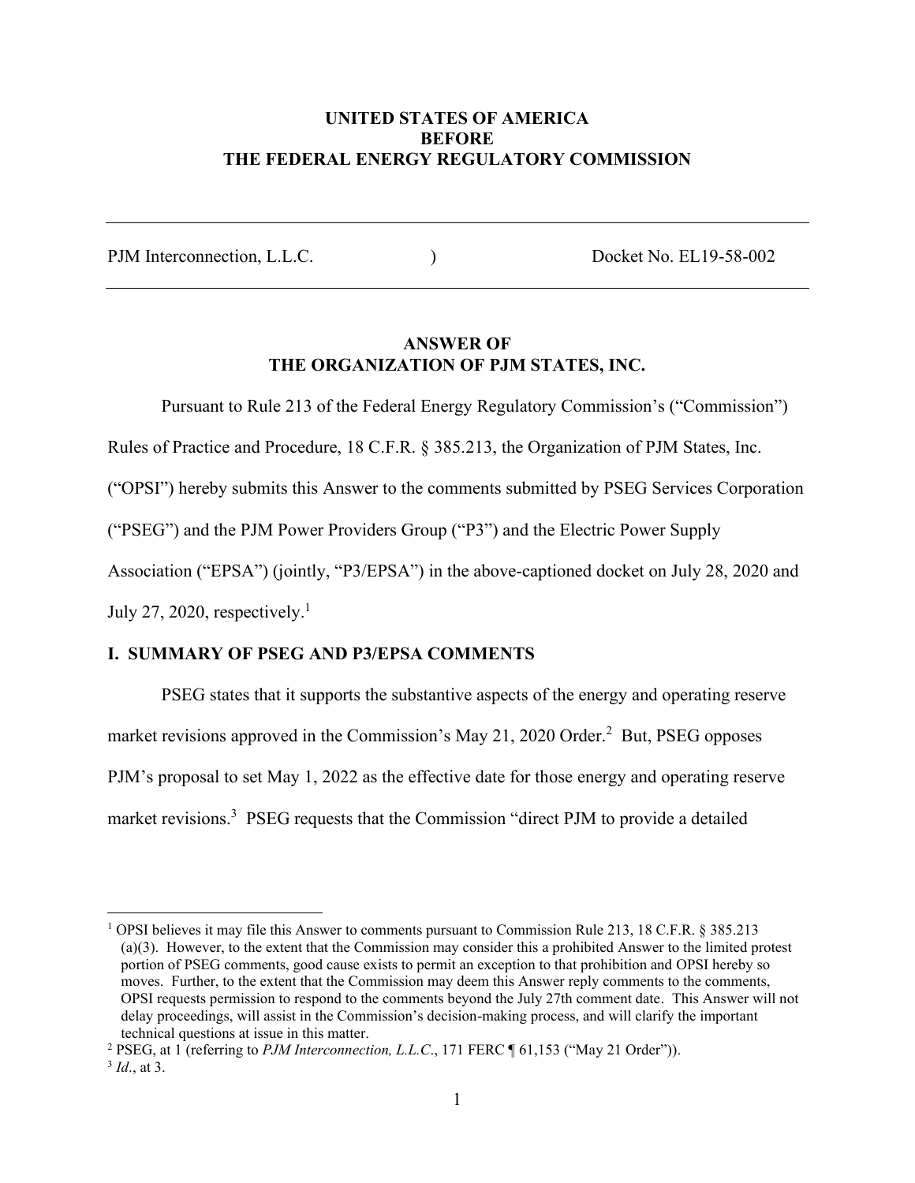**UNITED STATES OF AMERICA**
**BEFORE**
**THE FEDERAL ENERGY REGULATORY COMMISSION**

---

PJM Interconnection, L.L.C. ) Docket No. EL19-58-002

---

## ANSWER OF THE ORGANIZATION OF PJM STATES, INC.

Pursuant to Rule 213 of the Federal Energy Regulatory Commission's ("Commission") Rules of Practice and Procedure, 18 C.F.R. § 385.213, the Organization of PJM States, Inc. ("OPSI") hereby submits this Answer to the comments submitted by PSEG Services Corporation ("PSEG") and the PJM Power Providers Group ("P3") and the Electric Power Supply Association ("EPSA") (jointly, "P3/EPSA") in the above-captioned docket on July 28, 2020 and July 27, 2020, respectively.[1]

## I. SUMMARY OF PSEG AND P3/EPSA COMMENTS

PSEG states that it supports the substantive aspects of the energy and operating reserve market revisions approved in the Commission's May 21, 2020 Order.[2] But, PSEG opposes PJM's proposal to set May 1, 2022 as the effective date for those energy and operating reserve market revisions.[3] PSEG requests that the Commission "direct PJM to provide a detailed

---

[1] OPSI believes it may file this Answer to comments pursuant to Commission Rule 213, 18 C.F.R. § 385.213 (a)(3). However, to the extent that the Commission may consider this a prohibited Answer to the limited protest portion of PSEG comments, good cause exists to permit an exception to that prohibition and OPSI hereby so moves. Further, to the extent that the Commission may deem this Answer reply comments to the comments, OPSI requests permission to respond to the comments beyond the July 27th comment date. This Answer will not delay proceedings, will assist in the Commission's decision-making process, and will clarify the important technical questions at issue in this matter.

[2] PSEG, at 1 (referring to *PJM Interconnection, L.L.C*., 171 FERC ¶ 61,153 ("May 21 Order")).

[3] *Id*., at 3.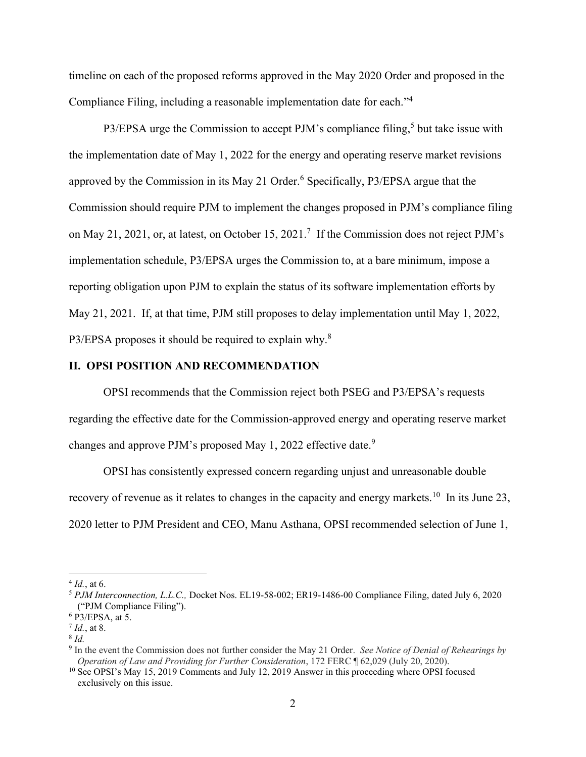timeline on each of the proposed reforms approved in the May 2020 Order and proposed in the Compliance Filing, including a reasonable implementation date for each."[4]

P3/EPSA urge the Commission to accept PJM's compliance filing,[5] but take issue with the implementation date of May 1, 2022 for the energy and operating reserve market revisions approved by the Commission in its May 21 Order.[6] Specifically, P3/EPSA argue that the Commission should require PJM to implement the changes proposed in PJM's compliance filing on May 21, 2021, or, at latest, on October 15, 2021.[7] If the Commission does not reject PJM's implementation schedule, P3/EPSA urges the Commission to, at a bare minimum, impose a reporting obligation upon PJM to explain the status of its software implementation efforts by May 21, 2021. If, at that time, PJM still proposes to delay implementation until May 1, 2022, P3/EPSA proposes it should be required to explain why.[8]

## II. OPSI POSITION AND RECOMMENDATION

OPSI recommends that the Commission reject both PSEG and P3/EPSA's requests regarding the effective date for the Commission-approved energy and operating reserve market changes and approve PJM's proposed May 1, 2022 effective date.[9]

OPSI has consistently expressed concern regarding unjust and unreasonable double recovery of revenue as it relates to changes in the capacity and energy markets.[10] In its June 23, 2020 letter to PJM President and CEO, Manu Asthana, OPSI recommended selection of June 1,

---

[4] *Id.*, at 6.

[5] *PJM Interconnection, L.L.C.,* Docket Nos. EL19-58-002; ER19-1486-00 Compliance Filing, dated July 6, 2020 ("PJM Compliance Filing").

[6] P3/EPSA, at 5.

[7] *Id.*, at 8.

[8] *Id.*

[9] In the event the Commission does not further consider the May 21 Order. *See Notice of Denial of Rehearings by Operation of Law and Providing for Further Consideration*, 172 FERC ¶ 62,029 (July 20, 2020).

[10] See OPSI's May 15, 2019 Comments and July 12, 2019 Answer in this proceeding where OPSI focused exclusively on this issue.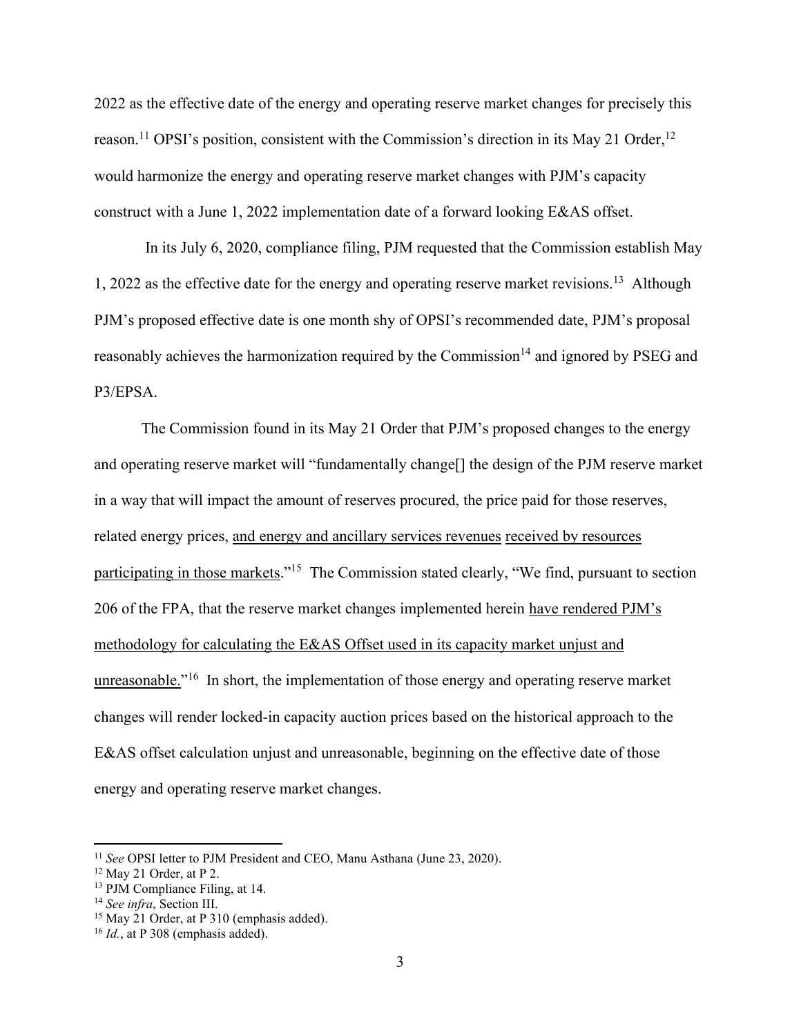2022 as the effective date of the energy and operating reserve market changes for precisely this reason.[11] OPSI's position, consistent with the Commission's direction in its May 21 Order,[12] would harmonize the energy and operating reserve market changes with PJM's capacity construct with a June 1, 2022 implementation date of a forward looking E&AS offset.

In its July 6, 2020, compliance filing, PJM requested that the Commission establish May 1, 2022 as the effective date for the energy and operating reserve market revisions.[13] Although PJM's proposed effective date is one month shy of OPSI's recommended date, PJM's proposal reasonably achieves the harmonization required by the Commission[14] and ignored by PSEG and P3/EPSA.

The Commission found in its May 21 Order that PJM's proposed changes to the energy and operating reserve market will "fundamentally change[] the design of the PJM reserve market in a way that will impact the amount of reserves procured, the price paid for those reserves, related energy prices, <u>and energy and ancillary services revenues</u> <u>received by resources participating in those markets</u>."[15] The Commission stated clearly, "We find, pursuant to section 206 of the FPA, that the reserve market changes implemented herein <u>have rendered PJM's methodology for calculating the E&AS Offset used in its capacity market unjust and unreasonable.</u>"[16] In short, the implementation of those energy and operating reserve market changes will render locked-in capacity auction prices based on the historical approach to the E&AS offset calculation unjust and unreasonable, beginning on the effective date of those energy and operating reserve market changes.

---

[11] *See* OPSI letter to PJM President and CEO, Manu Asthana (June 23, 2020).

[12] May 21 Order, at P 2.

[13] PJM Compliance Filing, at 14.

[14] *See infra*, Section III.

[15] May 21 Order, at P 310 (emphasis added).

[16] *Id.*, at P 308 (emphasis added).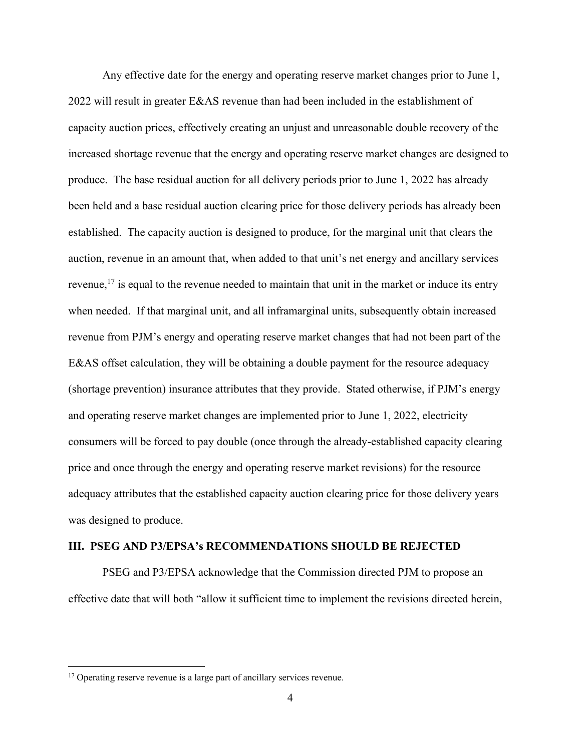Any effective date for the energy and operating reserve market changes prior to June 1, 2022 will result in greater E&AS revenue than had been included in the establishment of capacity auction prices, effectively creating an unjust and unreasonable double recovery of the increased shortage revenue that the energy and operating reserve market changes are designed to produce. The base residual auction for all delivery periods prior to June 1, 2022 has already been held and a base residual auction clearing price for those delivery periods has already been established. The capacity auction is designed to produce, for the marginal unit that clears the auction, revenue in an amount that, when added to that unit's net energy and ancillary services revenue,[17] is equal to the revenue needed to maintain that unit in the market or induce its entry when needed. If that marginal unit, and all inframarginal units, subsequently obtain increased revenue from PJM's energy and operating reserve market changes that had not been part of the E&AS offset calculation, they will be obtaining a double payment for the resource adequacy (shortage prevention) insurance attributes that they provide. Stated otherwise, if PJM's energy and operating reserve market changes are implemented prior to June 1, 2022, electricity consumers will be forced to pay double (once through the already-established capacity clearing price and once through the energy and operating reserve market revisions) for the resource adequacy attributes that the established capacity auction clearing price for those delivery years was designed to produce.

## III. PSEG AND P3/EPSA's RECOMMENDATIONS SHOULD BE REJECTED

PSEG and P3/EPSA acknowledge that the Commission directed PJM to propose an effective date that will both "allow it sufficient time to implement the revisions directed herein,

---

[17] Operating reserve revenue is a large part of ancillary services revenue.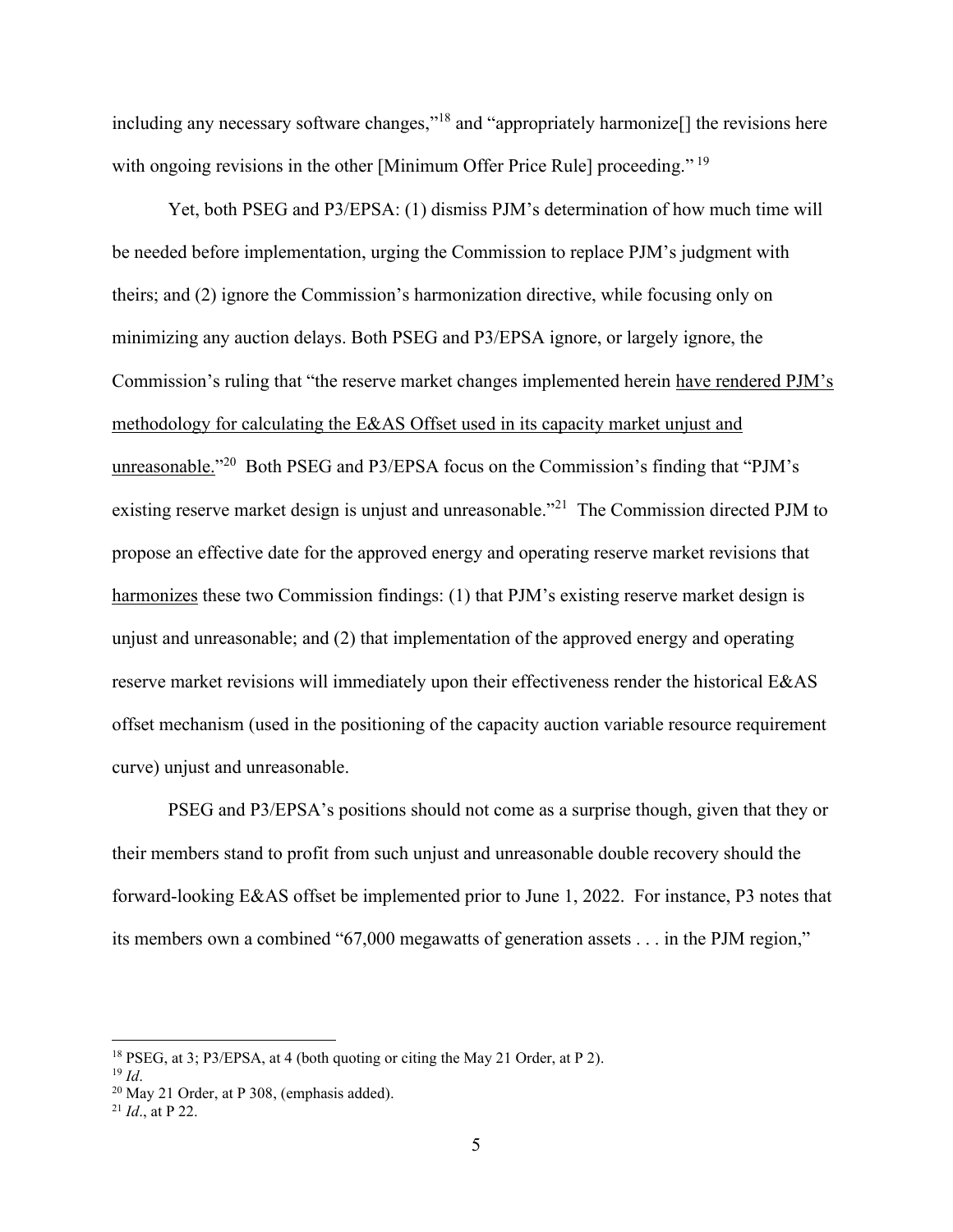including any necessary software changes,"[18] and "appropriately harmonize[] the revisions here with ongoing revisions in the other [Minimum Offer Price Rule] proceeding." [19]

Yet, both PSEG and P3/EPSA: (1) dismiss PJM's determination of how much time will be needed before implementation, urging the Commission to replace PJM's judgment with theirs; and (2) ignore the Commission's harmonization directive, while focusing only on minimizing any auction delays. Both PSEG and P3/EPSA ignore, or largely ignore, the Commission's ruling that "the reserve market changes implemented herein <u>have rendered PJM's methodology for calculating the E&AS Offset used in its capacity market unjust and unreasonable.</u>"[20] Both PSEG and P3/EPSA focus on the Commission's finding that "PJM's existing reserve market design is unjust and unreasonable."[21] The Commission directed PJM to propose an effective date for the approved energy and operating reserve market revisions that <u>harmonizes</u> these two Commission findings: (1) that PJM's existing reserve market design is unjust and unreasonable; and (2) that implementation of the approved energy and operating reserve market revisions will immediately upon their effectiveness render the historical E&AS offset mechanism (used in the positioning of the capacity auction variable resource requirement curve) unjust and unreasonable.

PSEG and P3/EPSA's positions should not come as a surprise though, given that they or their members stand to profit from such unjust and unreasonable double recovery should the forward-looking E&AS offset be implemented prior to June 1, 2022. For instance, P3 notes that its members own a combined "67,000 megawatts of generation assets . . . in the PJM region,"

---

[18] PSEG, at 3; P3/EPSA, at 4 (both quoting or citing the May 21 Order, at P 2).

[19] *Id*.

[20] May 21 Order, at P 308, (emphasis added).

[21] *Id*., at P 22.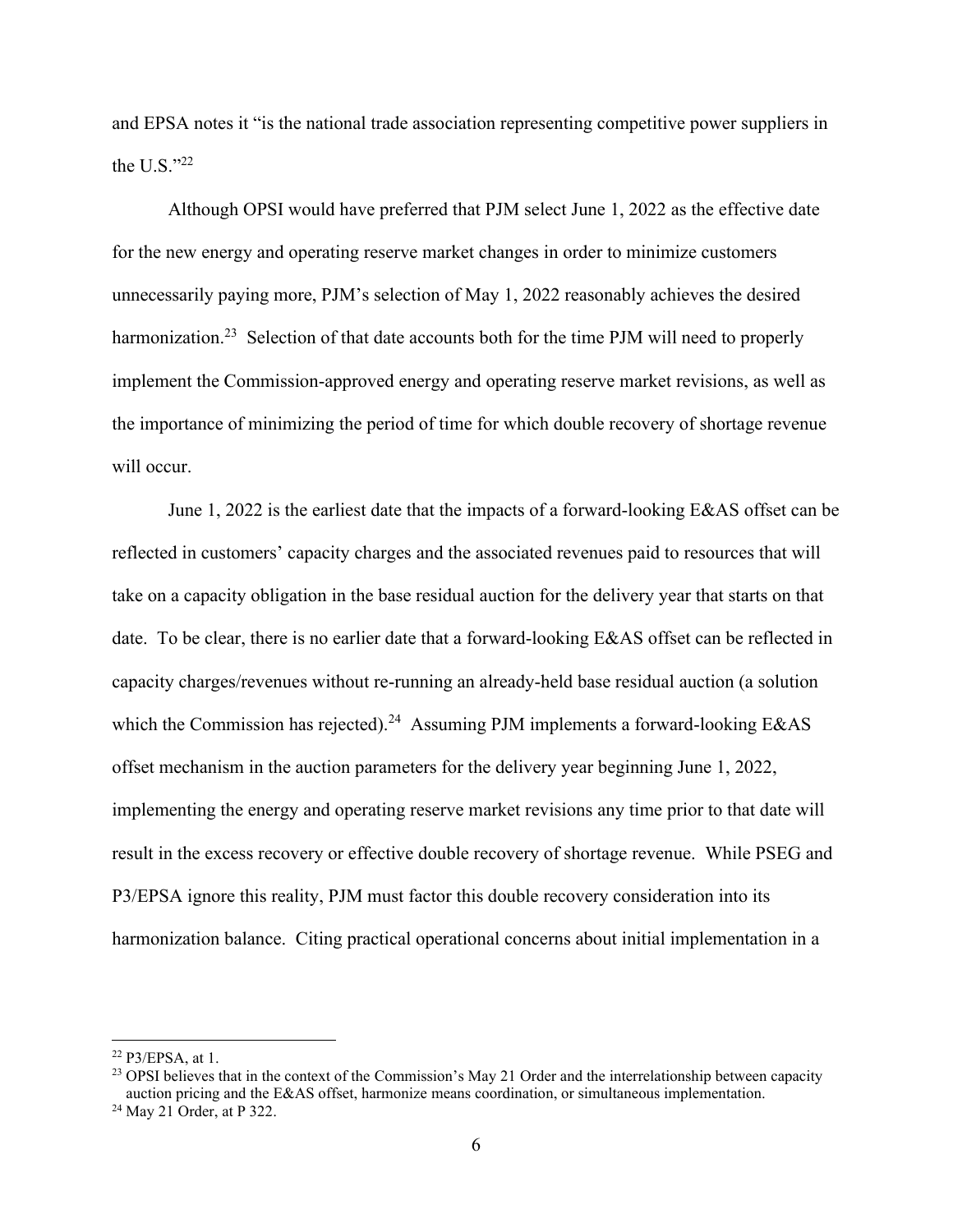and EPSA notes it "is the national trade association representing competitive power suppliers in the U.S."[22]

Although OPSI would have preferred that PJM select June 1, 2022 as the effective date for the new energy and operating reserve market changes in order to minimize customers unnecessarily paying more, PJM's selection of May 1, 2022 reasonably achieves the desired harmonization.[23] Selection of that date accounts both for the time PJM will need to properly implement the Commission-approved energy and operating reserve market revisions, as well as the importance of minimizing the period of time for which double recovery of shortage revenue will occur.

June 1, 2022 is the earliest date that the impacts of a forward-looking E&AS offset can be reflected in customers' capacity charges and the associated revenues paid to resources that will take on a capacity obligation in the base residual auction for the delivery year that starts on that date. To be clear, there is no earlier date that a forward-looking E&AS offset can be reflected in capacity charges/revenues without re-running an already-held base residual auction (a solution which the Commission has rejected).[24] Assuming PJM implements a forward-looking E&AS offset mechanism in the auction parameters for the delivery year beginning June 1, 2022, implementing the energy and operating reserve market revisions any time prior to that date will result in the excess recovery or effective double recovery of shortage revenue. While PSEG and P3/EPSA ignore this reality, PJM must factor this double recovery consideration into its harmonization balance. Citing practical operational concerns about initial implementation in a

---

[22] P3/EPSA, at 1.

[23] OPSI believes that in the context of the Commission's May 21 Order and the interrelationship between capacity auction pricing and the E&AS offset, harmonize means coordination, or simultaneous implementation.

[24] May 21 Order, at P 322.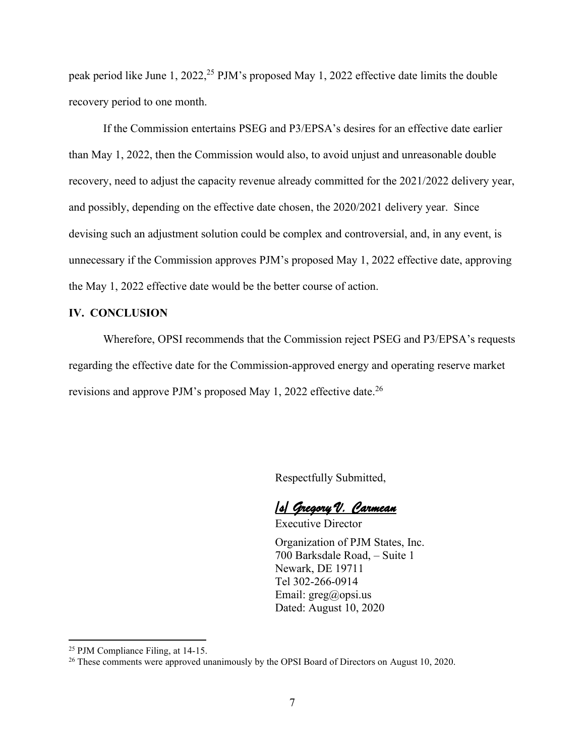peak period like June 1, 2022,[25] PJM's proposed May 1, 2022 effective date limits the double recovery period to one month.

If the Commission entertains PSEG and P3/EPSA's desires for an effective date earlier than May 1, 2022, then the Commission would also, to avoid unjust and unreasonable double recovery, need to adjust the capacity revenue already committed for the 2021/2022 delivery year, and possibly, depending on the effective date chosen, the 2020/2021 delivery year. Since devising such an adjustment solution could be complex and controversial, and, in any event, is unnecessary if the Commission approves PJM's proposed May 1, 2022 effective date, approving the May 1, 2022 effective date would be the better course of action.

## IV. CONCLUSION

Wherefore, OPSI recommends that the Commission reject PSEG and P3/EPSA's requests regarding the effective date for the Commission-approved energy and operating reserve market revisions and approve PJM's proposed May 1, 2022 effective date.[26]

Respectfully Submitted,

*/s/ Gregory V. Carmean*
Executive Director

Organization of PJM States, Inc.
700 Barksdale Road, – Suite 1
Newark, DE 19711
Tel 302-266-0914
Email: greg@opsi.us
Dated: August 10, 2020

---

[25] PJM Compliance Filing, at 14-15.

[26] These comments were approved unanimously by the OPSI Board of Directors on August 10, 2020.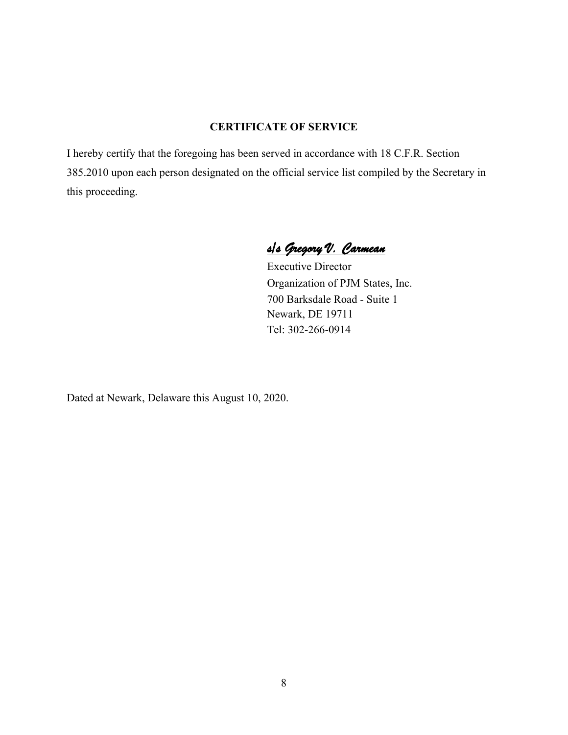**CERTIFICATE OF SERVICE**

I hereby certify that the foregoing has been served in accordance with 18 C.F.R. Section 385.2010 upon each person designated on the official service list compiled by the Secretary in this proceeding.

*s/s Gregory V. Carmean*
Executive Director
Organization of PJM States, Inc.
700 Barksdale Road - Suite 1
Newark, DE 19711
Tel: 302-266-0914

Dated at Newark, Delaware this August 10, 2020.